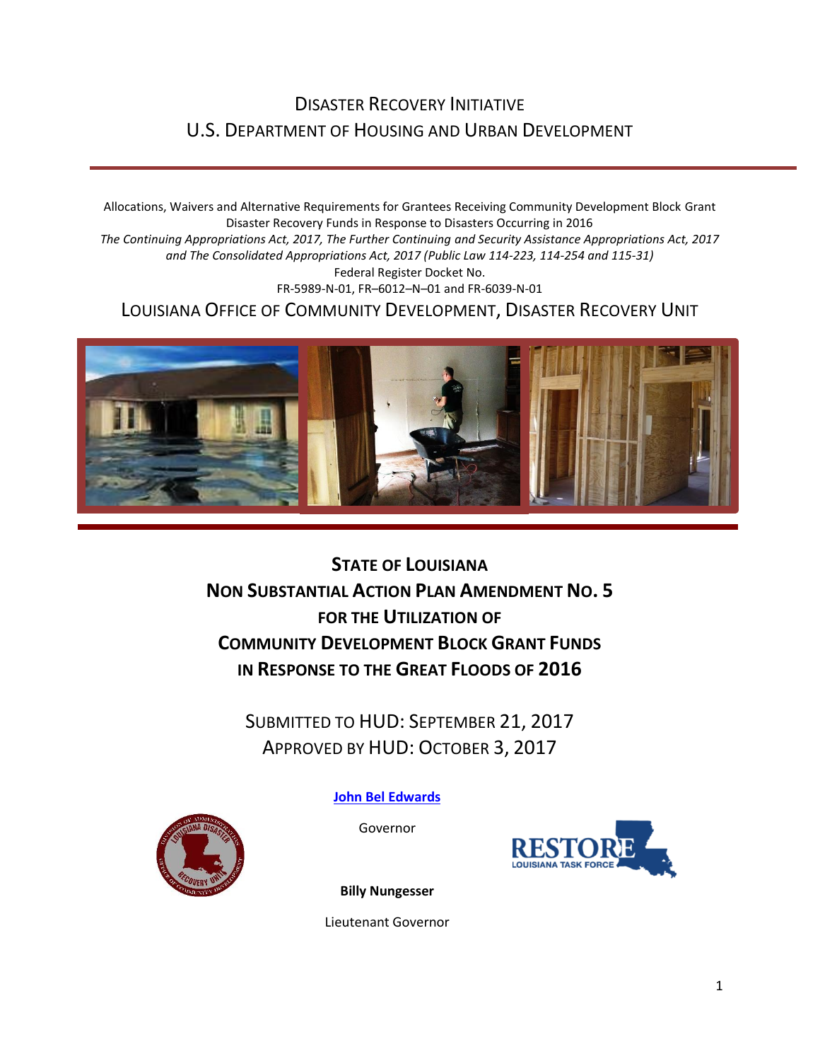# Disaster Recovery Initiative
# U.S. Department of Housing and Urban Development

Allocations, Waivers and Alternative Requirements for Grantees Receiving Community Development Block Grant Disaster Recovery Funds in Response to Disasters Occurring in 2016

*The Continuing Appropriations Act, 2017, The Further Continuing and Security Assistance Appropriations Act, 2017 and The Consolidated Appropriations Act, 2017 (Public Law 114-223, 114-254 and 115-31)*

Federal Register Docket No.

FR-5989-N-01, FR–6012–N–01 and FR-6039-N-01

## Louisiana Office of Community Development, Disaster Recovery Unit

# State of Louisiana
# Non Substantial Action Plan Amendment No. 5
# for the Utilization of
# Community Development Block Grant Funds
# in Response to the Great Floods of 2016

Submitted to HUD: September 21, 2017

Approved by HUD: October 3, 2017

**John Bel Edwards**

Governor

**Billy Nungesser**

Lieutenant Governor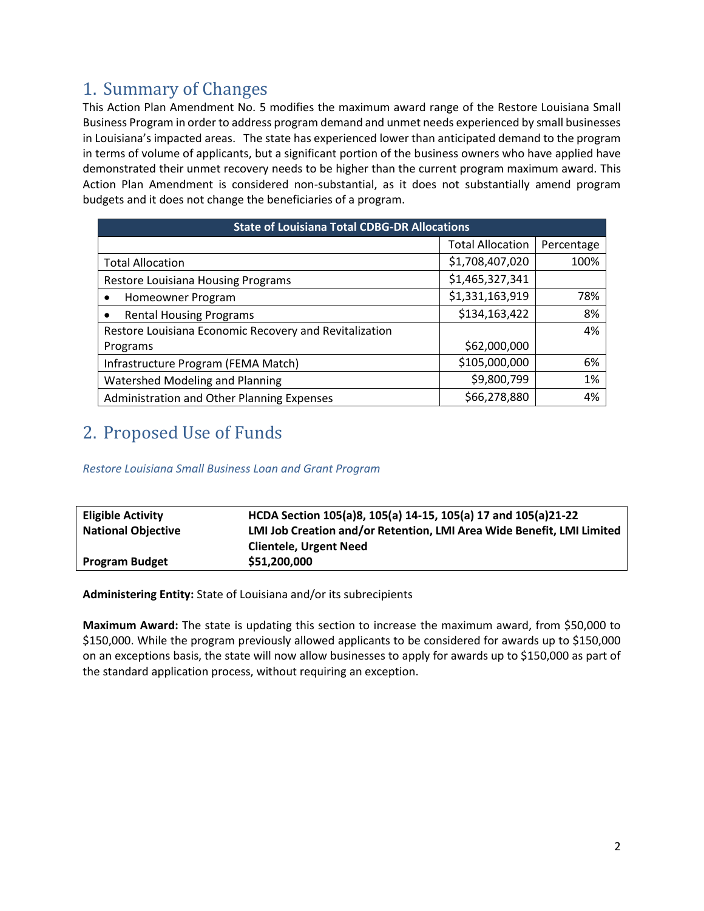## 1. Summary of Changes

This Action Plan Amendment No. 5 modifies the maximum award range of the Restore Louisiana Small Business Program in order to address program demand and unmet needs experienced by small businesses in Louisiana's impacted areas. The state has experienced lower than anticipated demand to the program in terms of volume of applicants, but a significant portion of the business owners who have applied have demonstrated their unmet recovery needs to be higher than the current program maximum award. This Action Plan Amendment is considered non-substantial, as it does not substantially amend program budgets and it does not change the beneficiaries of a program.

| State of Louisiana Total CDBG-DR Allocations | | |
|---|---|---|
| | Total Allocation | Percentage |
| Total Allocation | $1,708,407,020 | 100% |
| Restore Louisiana Housing Programs | $1,465,327,341 | |
| • Homeowner Program | $1,331,163,919 | 78% |
| • Rental Housing Programs | $134,163,422 | 8% |
| Restore Louisiana Economic Recovery and Revitalization Programs | $62,000,000 | 4% |
| Infrastructure Program (FEMA Match) | $105,000,000 | 6% |
| Watershed Modeling and Planning | $9,800,799 | 1% |
| Administration and Other Planning Expenses | $66,278,880 | 4% |

## 2. Proposed Use of Funds

*Restore Louisiana Small Business Loan and Grant Program*

| | |
|---|---|
| **Eligible Activity** | **HCDA Section 105(a)8, 105(a) 14-15, 105(a) 17 and 105(a)21-22** |
| **National Objective** | **LMI Job Creation and/or Retention, LMI Area Wide Benefit, LMI Limited Clientele, Urgent Need** |
| **Program Budget** | **$51,200,000** |

**Administering Entity:** State of Louisiana and/or its subrecipients

**Maximum Award:** The state is updating this section to increase the maximum award, from $50,000 to $150,000. While the program previously allowed applicants to be considered for awards up to $150,000 on an exceptions basis, the state will now allow businesses to apply for awards up to $150,000 as part of the standard application process, without requiring an exception.